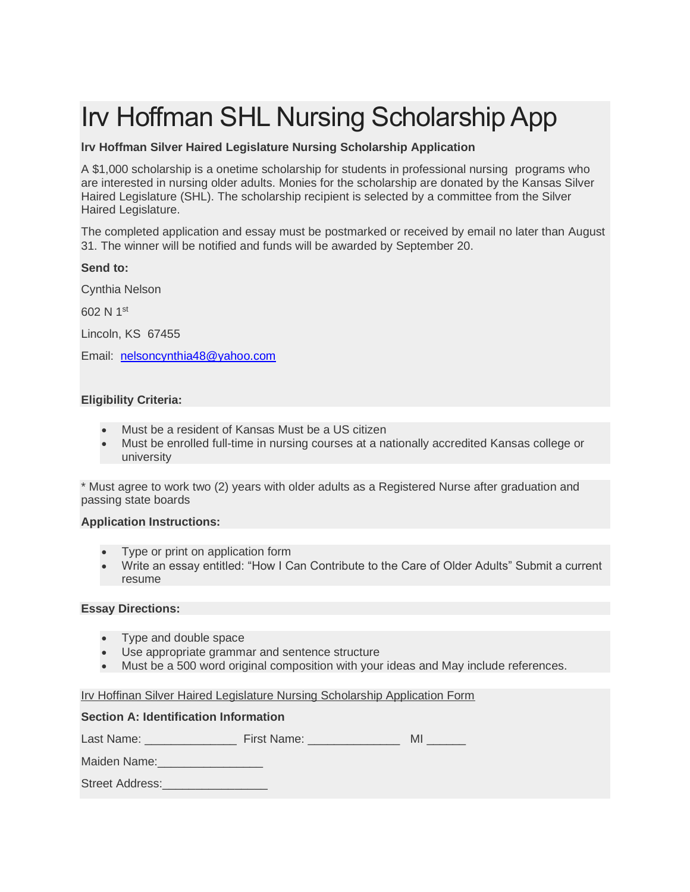# Irv Hoffman SHL Nursing Scholarship App

**Irv Hoffman Silver Haired Legislature Nursing Scholarship Application**

A $1,000 scholarship is a onetime scholarship for students in professional nursing programs who are interested in nursing older adults. Monies for the scholarship are donated by the Kansas Silver Haired Legislature (SHL). The scholarship recipient is selected by a committee from the Silver Haired Legislature.

The completed application and essay must be postmarked or received by email no later than August 31. The winner will be notified and funds will be awarded by September 20.

**Send to:**

Cynthia Nelson

602 N 1st

Lincoln, KS 67455

Email: nelsoncynthia48@yahoo.com

**Eligibility Criteria:**

- Must be a resident of Kansas Must be a US citizen
- Must be enrolled full-time in nursing courses at a nationally accredited Kansas college or university

* Must agree to work two (2) years with older adults as a Registered Nurse after graduation and passing state boards

**Application Instructions:**

- Type or print on application form
- Write an essay entitled: "How I Can Contribute to the Care of Older Adults" Submit a current resume

**Essay Directions:**

- Type and double space
- Use appropriate grammar and sentence structure
- Must be a 500 word original composition with your ideas and May include references.

Irv Hoffinan Silver Haired Legislature Nursing Scholarship Application Form

**Section A: Identification Information**

Last Name: ______________ First Name: ______________ MI ______

Maiden Name:________________

Street Address:________________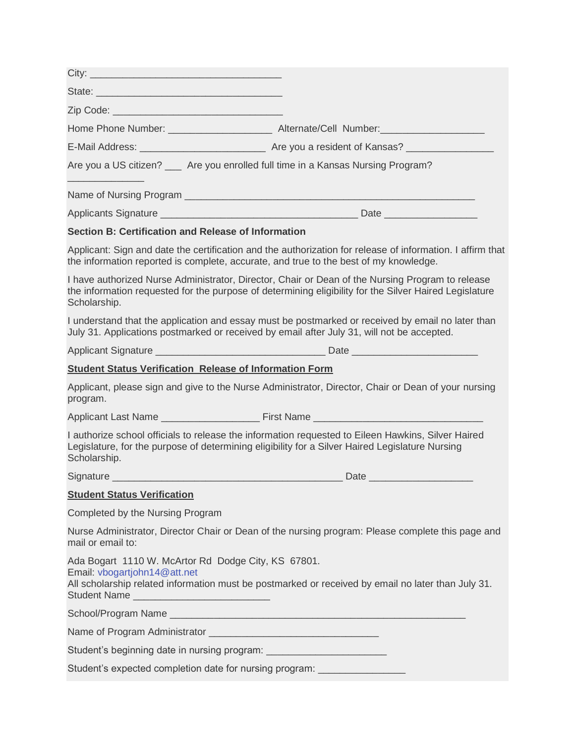City: ___________________________________

State: __________________________________

Zip Code: _______________________________

Home Phone Number: ___________________ Alternate/Cell Number:___________________

E-Mail Address: _______________________ Are you a resident of Kansas? _______________

Are you a US citizen? ___ Are you enrolled full time in a Kansas Nursing Program? ______________

Name of Nursing Program _____________________________________________________

Applicants Signature ____________________________________ Date ________________

**Section B: Certification and Release of Information**

Applicant: Sign and date the certification and the authorization for release of information. I affirm that the information reported is complete, accurate, and true to the best of my knowledge.

I have authorized Nurse Administrator, Director, Chair or Dean of the Nursing Program to release the information requested for the purpose of determining eligibility for the Silver Haired Legislature Scholarship.

I understand that the application and essay must be postmarked or received by email no later than July 31. Applications postmarked or received by email after July 31, will not be accepted.

Applicant Signature ______________________________ Date ______________________

**Student Status Verification Release of Information Form**

Applicant, please sign and give to the Nurse Administrator, Director, Chair or Dean of your nursing program.

Applicant Last Name _________________ First Name _______________________________

I authorize school officials to release the information requested to Eileen Hawkins, Silver Haired Legislature, for the purpose of determining eligibility for a Silver Haired Legislature Nursing Scholarship.

Signature __________________________________________ Date __________________

**Student Status Verification**

Completed by the Nursing Program

Nurse Administrator, Director Chair or Dean of the nursing program: Please complete this page and mail or email to:

Ada Bogart 1110 W. McArtor Rd Dodge City, KS 67801.
Email: vbogartjohn14@att.net
All scholarship related information must be postmarked or received by email no later than July 31.
Student Name ________________________

School/Program Name ______________________________________________________

Name of Program Administrator ______________________________

Student's beginning date in nursing program: ______________________

Student's expected completion date for nursing program: ________________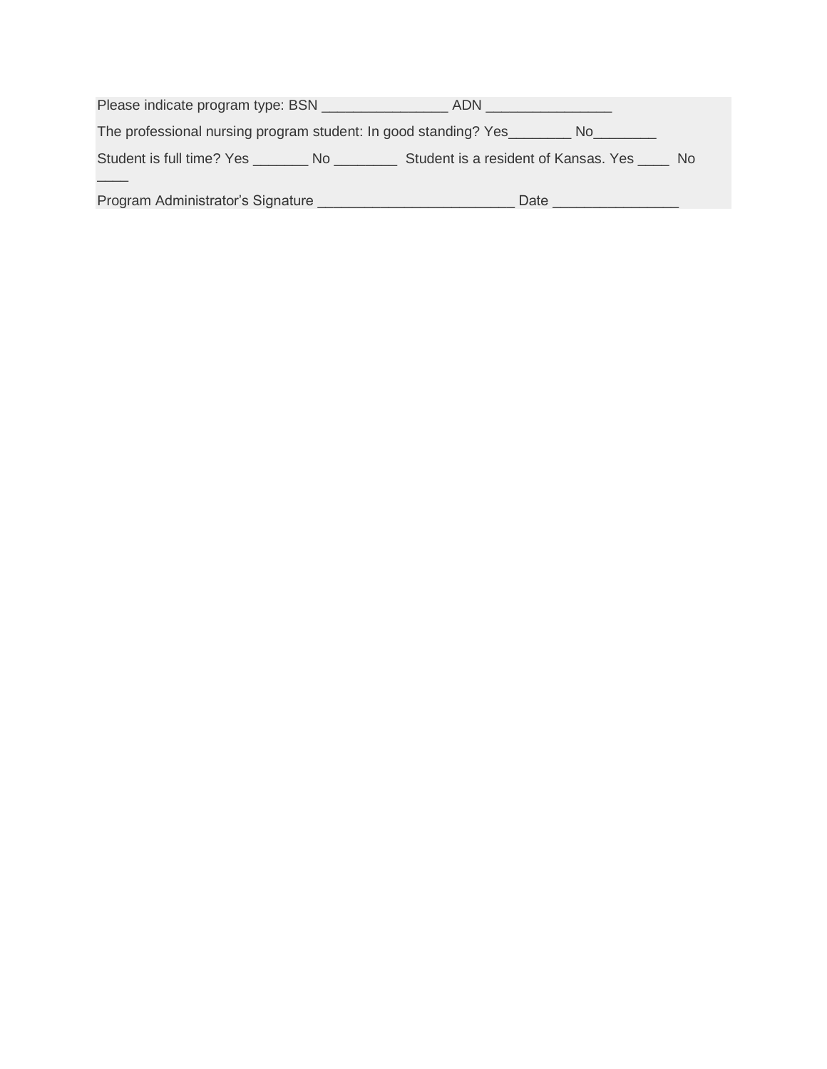Please indicate program type: BSN ________________ ADN ________________

The professional nursing program student: In good standing? Yes________ No________

Student is full time? Yes _______ No ________ Student is a resident of Kansas. Yes ____ No ____

Program Administrator's Signature _________________________ Date ________________